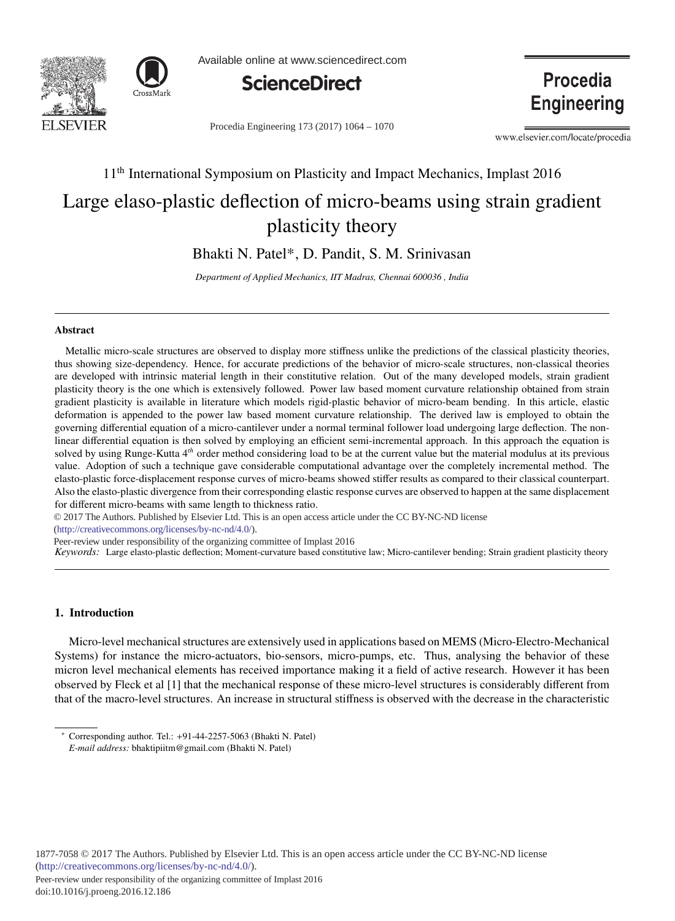11th International Symposium on Plasticity and Impact Mechanics, Implast 2016

# Large elaso-plastic deflection of micro-beams using strain gradient plasticity theory

Bhakti N. Patel*, D. Pandit, S. M. Srinivasan

*Department of Applied Mechanics, IIT Madras, Chennai 600036 , India*

---

### Abstract

Metallic micro-scale structures are observed to display more stiffness unlike the predictions of the classical plasticity theories, thus showing size-dependency. Hence, for accurate predictions of the behavior of micro-scale structures, non-classical theories are developed with intrinsic material length in their constitutive relation. Out of the many developed models, strain gradient plasticity theory is the one which is extensively followed. Power law based moment curvature relationship obtained from strain gradient plasticity is available in literature which models rigid-plastic behavior of micro-beam bending. In this article, elastic deformation is appended to the power law based moment curvature relationship. The derived law is employed to obtain the governing differential equation of a micro-cantilever under a normal terminal follower load undergoing large deflection. The non-linear differential equation is then solved by employing an efficient semi-incremental approach. In this approach the equation is solved by using Runge-Kutta 4*th* order method considering load to be at the current value but the material modulus at its previous value. Adoption of such a technique gave considerable computational advantage over the completely incremental method. The elasto-plastic force-displacement response curves of micro-beams showed stiffer results as compared to their classical counterpart. Also the elasto-plastic divergence from their corresponding elastic response curves are observed to happen at the same displacement for different micro-beams with same length to thickness ratio.

© 2017 The Authors. Published by Elsevier Ltd. This is an open access article under the CC BY-NC-ND license (http://creativecommons.org/licenses/by-nc-nd/4.0/).

Peer-review under responsibility of the organizing committee of Implast 2016

*Keywords:* Large elasto-plastic deflection; Moment-curvature based constitutive law; Micro-cantilever bending; Strain gradient plasticity theory

---

## 1. Introduction

Micro-level mechanical structures are extensively used in applications based on MEMS (Micro-Electro-Mechanical Systems) for instance the micro-actuators, bio-sensors, micro-pumps, etc. Thus, analysing the behavior of these micron level mechanical elements has received importance making it a field of active research. However it has been observed by Fleck et al [1] that the mechanical response of these micro-level structures is considerably different from that of the macro-level structures. An increase in structural stiffness is observed with the decrease in the characteristic

---

* Corresponding author. Tel.: +91-44-2257-5063 (Bhakti N. Patel)
*E-mail address:* bhaktipiitm@gmail.com (Bhakti N. Patel)

1877-7058 © 2017 The Authors. Published by Elsevier Ltd. This is an open access article under the CC BY-NC-ND license (http://creativecommons.org/licenses/by-nc-nd/4.0/).
Peer-review under responsibility of the organizing committee of Implast 2016
doi:10.1016/j.proeng.2016.12.186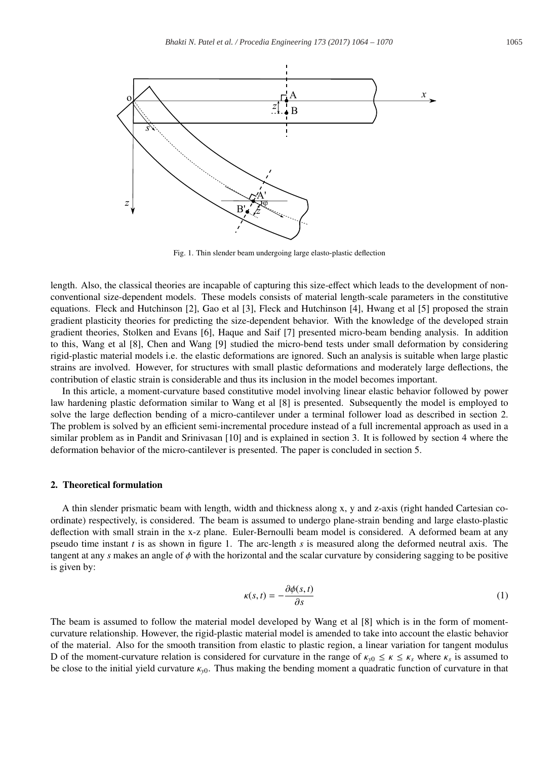Fig. 1. Thin slender beam undergoing large elasto-plastic deflection

length. Also, the classical theories are incapable of capturing this size-effect which leads to the development of non-conventional size-dependent models. These models consists of material length-scale parameters in the constitutive equations. Fleck and Hutchinson [2], Gao et al [3], Fleck and Hutchinson [4], Hwang et al [5] proposed the strain gradient plasticity theories for predicting the size-dependent behavior. With the knowledge of the developed strain gradient theories, Stolken and Evans [6], Haque and Saif [7] presented micro-beam bending analysis. In addition to this, Wang et al [8], Chen and Wang [9] studied the micro-bend tests under small deformation by considering rigid-plastic material models i.e. the elastic deformations are ignored. Such an analysis is suitable when large plastic strains are involved. However, for structures with small plastic deformations and moderately large deflections, the contribution of elastic strain is considerable and thus its inclusion in the model becomes important.

In this article, a moment-curvature based constitutive model involving linear elastic behavior followed by power law hardening plastic deformation similar to Wang et al [8] is presented. Subsequently the model is employed to solve the large deflection bending of a micro-cantilever under a terminal follower load as described in section 2. The problem is solved by an efficient semi-incremental procedure instead of a full incremental approach as used in a similar problem as in Pandit and Srinivasan [10] and is explained in section 3. It is followed by section 4 where the deformation behavior of the micro-cantilever is presented. The paper is concluded in section 5.

## 2. Theoretical formulation

A thin slender prismatic beam with length, width and thickness along x, y and z-axis (right handed Cartesian co-ordinate) respectively, is considered. The beam is assumed to undergo plane-strain bending and large elasto-plastic deflection with small strain in the x-z plane. Euler-Bernoulli beam model is considered. A deformed beam at any pseudo time instant $t$ is as shown in figure 1. The arc-length $s$ is measured along the deformed neutral axis. The tangent at any $s$ makes an angle of $\phi$ with the horizontal and the scalar curvature by considering sagging to be positive is given by:

$$\kappa(s,t) = -\frac{\partial \phi(s,t)}{\partial s} \tag{1}$$

The beam is assumed to follow the material model developed by Wang et al [8] which is in the form of moment-curvature relationship. However, the rigid-plastic material model is amended to take into account the elastic behavior of the material. Also for the smooth transition from elastic to plastic region, a linear variation for tangent modulus D of the moment-curvature relation is considered for curvature in the range of $\kappa_{y0} \leq \kappa \leq \kappa_s$ where $\kappa_s$ is assumed to be close to the initial yield curvature $\kappa_{y0}$. Thus making the bending moment a quadratic function of curvature in that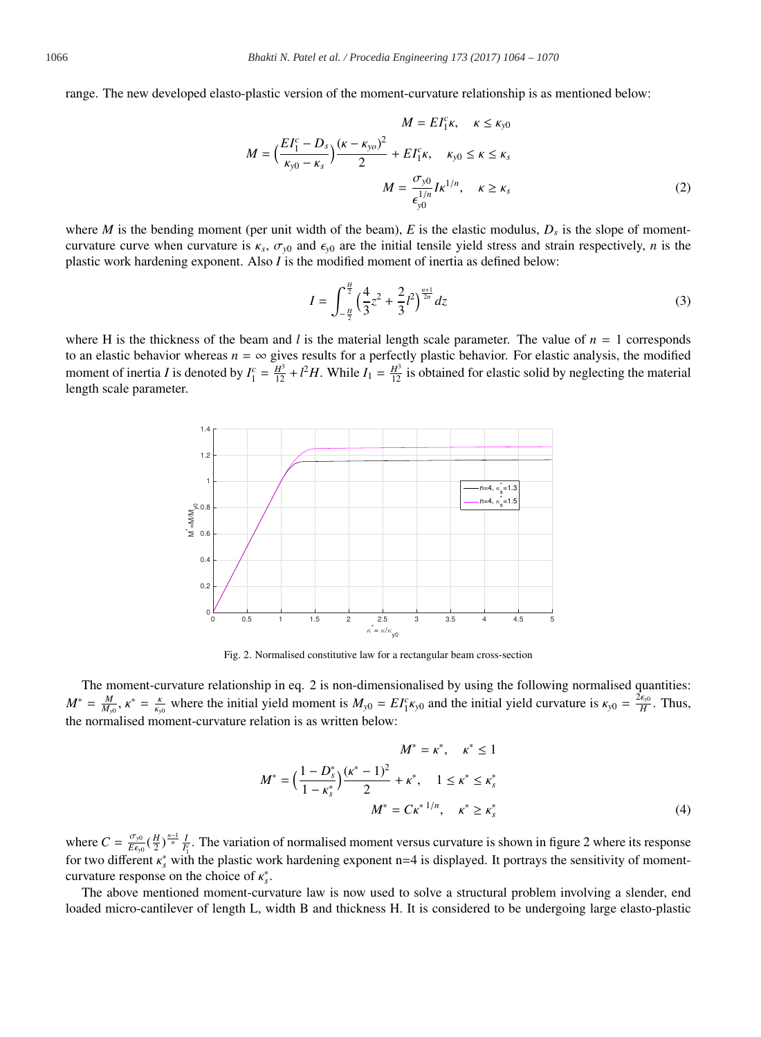range. The new developed elasto-plastic version of the moment-curvature relationship is as mentioned below:

$$
\begin{aligned}
M &= EI_1^c \kappa, \quad \kappa \le \kappa_{y0} \\
M &= \Big(\frac{EI_1^c - D_s}{\kappa_{y0} - \kappa_s}\Big)\frac{(\kappa - \kappa_{yo})^2}{2} + EI_1^c \kappa, \quad \kappa_{y0} \le \kappa \le \kappa_s \\
M &= \frac{\sigma_{y0}}{\epsilon_{y0}^{1/n}} I \kappa^{1/n}, \quad \kappa \ge \kappa_s
\end{aligned} \tag{2}
$$

where $M$ is the bending moment (per unit width of the beam), $E$ is the elastic modulus, $D_s$ is the slope of moment-curvature curve when curvature is $\kappa_s$, $\sigma_{y0}$ and $\epsilon_{y0}$ are the initial tensile yield stress and strain respectively, $n$ is the plastic work hardening exponent. Also $I$ is the modified moment of inertia as defined below:

$$
I = \int_{-\frac{H}{2}}^{\frac{H}{2}} \Big(\frac{4}{3}z^2 + \frac{2}{3}l^2\Big)^{\frac{n+1}{2n}} dz \tag{3}
$$

where H is the thickness of the beam and $l$ is the material length scale parameter. The value of $n = 1$ corresponds to an elastic behavior whereas $n = \infty$ gives results for a perfectly plastic behavior. For elastic analysis, the modified moment of inertia $I$ is denoted by $I_1^c = \frac{H^3}{12} + l^2 H$. While $I_1 = \frac{H^3}{12}$ is obtained for elastic solid by neglecting the material length scale parameter.

Fig. 2. Normalised constitutive law for a rectangular beam cross-section

The moment-curvature relationship in eq. 2 is non-dimensionalised by using the following normalised quantities: $M^* = \frac{M}{M_{y0}}$, $\kappa^* = \frac{\kappa}{\kappa_{y0}}$ where the initial yield moment is $M_{y0} = EI_1^c \kappa_{y0}$ and the initial yield curvature is $\kappa_{y0} = \frac{2\epsilon_{y0}}{H}$. Thus, the normalised moment-curvature relation is as written below:

$$
\begin{aligned}
M^* &= \kappa^*, \quad \kappa^* \le 1 \\
M^* &= \Big(\frac{1 - D_s^*}{1 - \kappa_s^*}\Big)\frac{(\kappa^* - 1)^2}{2} + \kappa^*, \quad 1 \le \kappa^* \le \kappa_s^* \\
M^* &= C\kappa^{*\,1/n}, \quad \kappa^* \ge \kappa_s^*
\end{aligned} \tag{4}
$$

where $C = \frac{\sigma_{y0}}{E\epsilon_{y0}}\big(\frac{H}{2}\big)^{\frac{n-1}{n}} \frac{I}{I_1^c}$. The variation of normalised moment versus curvature is shown in figure 2 where its response for two different $\kappa_s^*$ with the plastic work hardening exponent n=4 is displayed. It portrays the sensitivity of moment-curvature response on the choice of $\kappa_s^*$.

The above mentioned moment-curvature law is now used to solve a structural problem involving a slender, end loaded micro-cantilever of length L, width B and thickness H. It is considered to be undergoing large elasto-plastic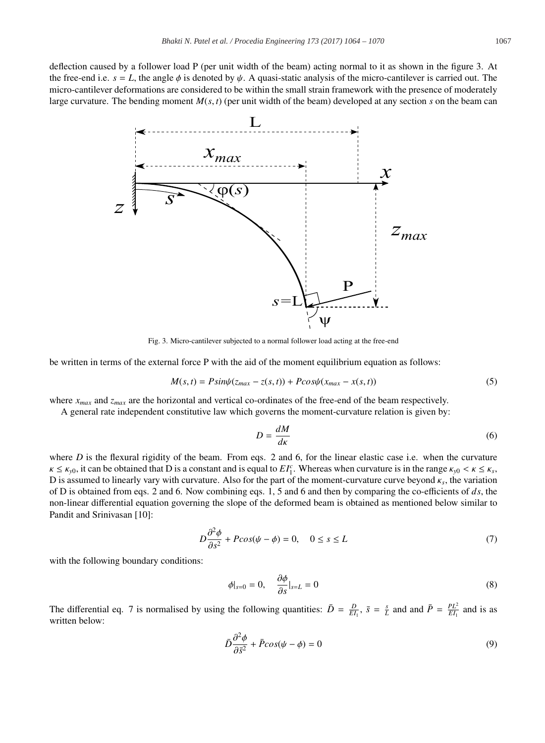deflection caused by a follower load P (per unit width of the beam) acting normal to it as shown in the figure 3. At the free-end i.e. $s = L$, the angle $\phi$ is denoted by $\psi$. A quasi-static analysis of the micro-cantilever is carried out. The micro-cantilever deformations are considered to be within the small strain framework with the presence of moderately large curvature. The bending moment $M(s,t)$ (per unit width of the beam) developed at any section $s$ on the beam can

Fig. 3. Micro-cantilever subjected to a normal follower load acting at the free-end

be written in terms of the external force P with the aid of the moment equilibrium equation as follows:

$$M(s,t) = P sin\psi(z_{max} - z(s,t)) + P cos\psi(x_{max} - x(s,t)) \tag{5}$$

where $x_{max}$ and $z_{max}$ are the horizontal and vertical co-ordinates of the free-end of the beam respectively.

A general rate independent constitutive law which governs the moment-curvature relation is given by:

$$D = \frac{dM}{d\kappa} \tag{6}$$

where $D$ is the flexural rigidity of the beam. From eqs. 2 and 6, for the linear elastic case i.e. when the curvature $\kappa \leq \kappa_{y0}$, it can be obtained that D is a constant and is equal to $EI_1^c$. Whereas when curvature is in the range $\kappa_{y0} < \kappa \leq \kappa_s$, D is assumed to linearly vary with curvature. Also for the part of the moment-curvature curve beyond $\kappa_s$, the variation of D is obtained from eqs. 2 and 6. Now combining eqs. 1, 5 and 6 and then by comparing the co-efficients of $ds$, the non-linear differential equation governing the slope of the deformed beam is obtained as mentioned below similar to Pandit and Srinivasan [10]:

$$D\frac{\partial^2\phi}{\partial s^2} + P cos(\psi - \phi) = 0, \quad 0 \leq s \leq L \tag{7}$$

with the following boundary conditions:

$$\phi|_{s=0} = 0, \quad \frac{\partial\phi}{\partial s}|_{s=L} = 0 \tag{8}$$

The differential eq. 7 is normalised by using the following quantities: $\bar{D} = \frac{D}{EI_1}$, $\bar{s} = \frac{s}{L}$ and and $\bar{P} = \frac{PL^2}{EI_1}$ and is as written below:

$$\bar{D}\frac{\partial^2\phi}{\partial \bar{s}^2} + \bar{P} cos(\psi - \phi) = 0 \tag{9}$$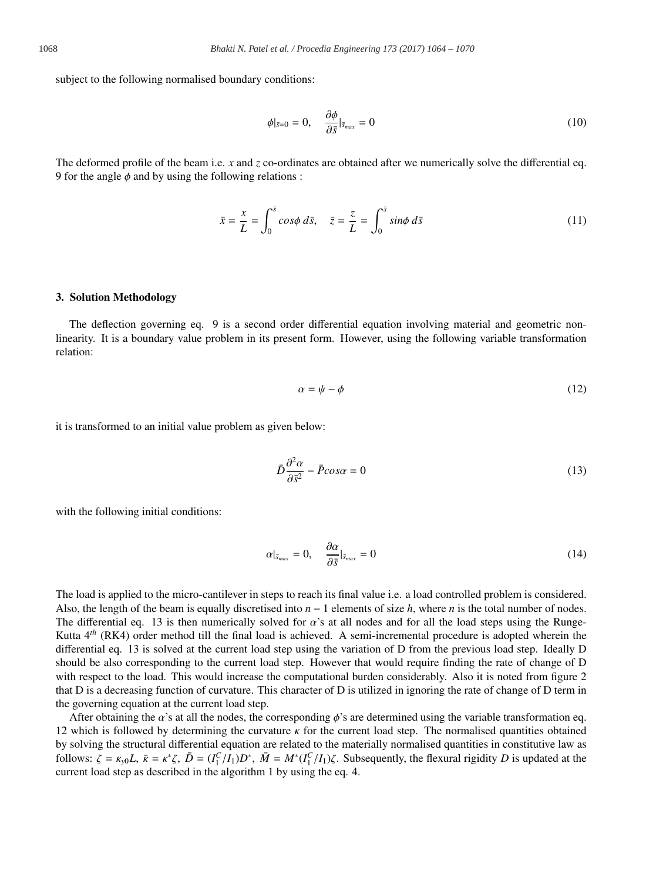subject to the following normalised boundary conditions:

$$\phi|_{\bar{s}=0} = 0, \quad \frac{\partial \phi}{\partial \bar{s}}|_{\bar{s}_{max}} = 0 \tag{10}$$

The deformed profile of the beam i.e. $x$ and $z$ co-ordinates are obtained after we numerically solve the differential eq. 9 for the angle $\phi$ and by using the following relations :

$$\bar{x} = \frac{x}{L} = \int_0^{\bar{s}} cos\phi \, d\bar{s}, \quad \bar{z} = \frac{z}{L} = \int_0^{\bar{s}} sin\phi \, d\bar{s} \tag{11}$$

## 3. Solution Methodology

The deflection governing eq. 9 is a second order differential equation involving material and geometric non-linearity. It is a boundary value problem in its present form. However, using the following variable transformation relation:

$$\alpha = \psi - \phi \tag{12}$$

it is transformed to an initial value problem as given below:

$$\bar{D}\frac{\partial^2 \alpha}{\partial \bar{s}^2} - \bar{P} cos\alpha = 0 \tag{13}$$

with the following initial conditions:

$$\alpha|_{\bar{s}_{max}} = 0, \quad \frac{\partial \alpha}{\partial \bar{s}}|_{\bar{s}_{max}} = 0 \tag{14}$$

The load is applied to the micro-cantilever in steps to reach its final value i.e. a load controlled problem is considered. Also, the length of the beam is equally discretised into $n-1$ elements of size $h$, where $n$ is the total number of nodes. The differential eq. 13 is then numerically solved for $\alpha$'s at all nodes and for all the load steps using the Runge-Kutta $4^{th}$ (RK4) order method till the final load is achieved. A semi-incremental procedure is adopted wherein the differential eq. 13 is solved at the current load step using the variation of D from the previous load step. Ideally D should be also corresponding to the current load step. However that would require finding the rate of change of D with respect to the load. This would increase the computational burden considerably. Also it is noted from figure 2 that D is a decreasing function of curvature. This character of D is utilized in ignoring the rate of change of D term in the governing equation at the current load step.

After obtaining the $\alpha$'s at all the nodes, the corresponding $\phi$'s are determined using the variable transformation eq. 12 which is followed by determining the curvature $\kappa$ for the current load step. The normalised quantities obtained by solving the structural differential equation are related to the materially normalised quantities in constitutive law as follows: $\zeta = \kappa_{y0}L$, $\bar{\kappa} = \kappa^*\zeta$, $\bar{D} = (I_1^C/I_1)D^*$, $\bar{M} = M^*(I_1^C/I_1)\zeta$. Subsequently, the flexural rigidity $D$ is updated at the current load step as described in the algorithm 1 by using the eq. 4.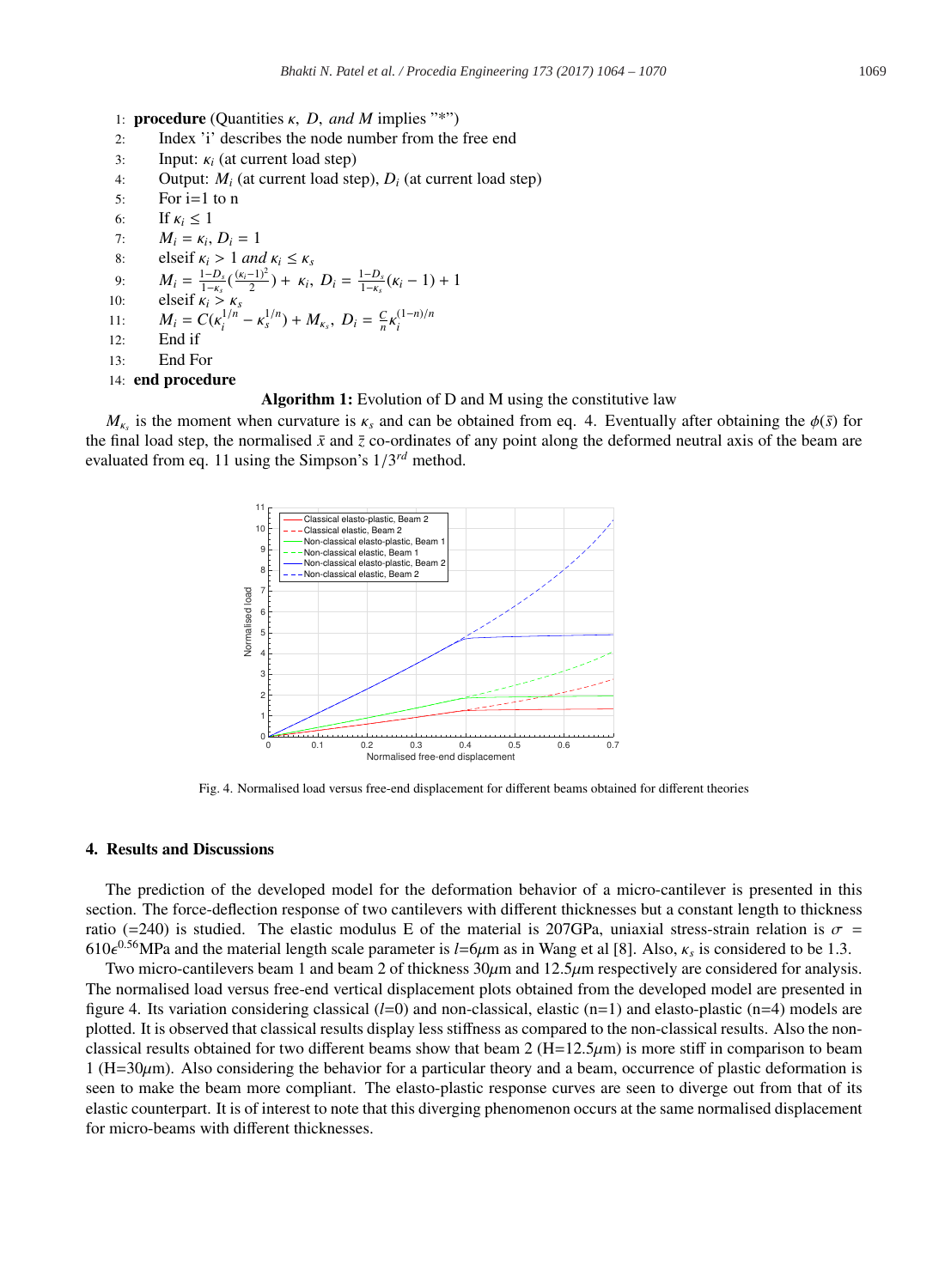```
1:  procedure (Quantities κ, D, and M implies "*")
2:      Index 'i' describes the node number from the free end
3:      Input: κ_i (at current load step)
4:      Output: M_i (at current load step), D_i (at current load step)
5:      For i=1 to n
6:      If κ_i ≤ 1
7:      M_i = κ_i, D_i = 1
8:      elseif κ_i > 1 and κ_i ≤ κ_s
9:      M_i = (1−D_s)/(1−κ_s) ((κ_i−1)^2 / 2) + κ_i, D_i = (1−D_s)/(1−κ_s) (κ_i − 1) + 1
10:     elseif κ_i > κ_s
11:     M_i = C(κ_i^{1/n} − κ_s^{1/n}) + M_{κ_s}, D_i = (C/n) κ_i^{(1−n)/n}
12:     End if
13:     End For
14: end procedure
```

**Algorithm 1:** Evolution of D and M using the constitutive law

$M_{\kappa_s}$ is the moment when curvature is $\kappa_s$ and can be obtained from eq. 4. Eventually after obtaining the $\phi(\bar{s})$ for the final load step, the normalised $\bar{x}$ and $\bar{z}$ co-ordinates of any point along the deformed neutral axis of the beam are evaluated from eq. 11 using the Simpson's $1/3^{rd}$ method.

Fig. 4. Normalised load versus free-end displacement for different beams obtained for different theories

## 4. Results and Discussions

The prediction of the developed model for the deformation behavior of a micro-cantilever is presented in this section. The force-deflection response of two cantilevers with different thicknesses but a constant length to thickness ratio (=240) is studied. The elastic modulus E of the material is 207GPa, uniaxial stress-strain relation is $\sigma = 610\epsilon^{0.56}$MPa and the material length scale parameter is $l$=6$\mu$m as in Wang et al [8]. Also, $\kappa_s$ is considered to be 1.3.

Two micro-cantilevers beam 1 and beam 2 of thickness 30$\mu$m and 12.5$\mu$m respectively are considered for analysis. The normalised load versus free-end vertical displacement plots obtained from the developed model are presented in figure 4. Its variation considering classical ($l$=0) and non-classical, elastic (n=1) and elasto-plastic (n=4) models are plotted. It is observed that classical results display less stiffness as compared to the non-classical results. Also the non-classical results obtained for two different beams show that beam 2 (H=12.5$\mu$m) is more stiff in comparison to beam 1 (H=30$\mu$m). Also considering the behavior for a particular theory and a beam, occurrence of plastic deformation is seen to make the beam more compliant. The elasto-plastic response curves are seen to diverge out from that of its elastic counterpart. It is of interest to note that this diverging phenomenon occurs at the same normalised displacement for micro-beams with different thicknesses.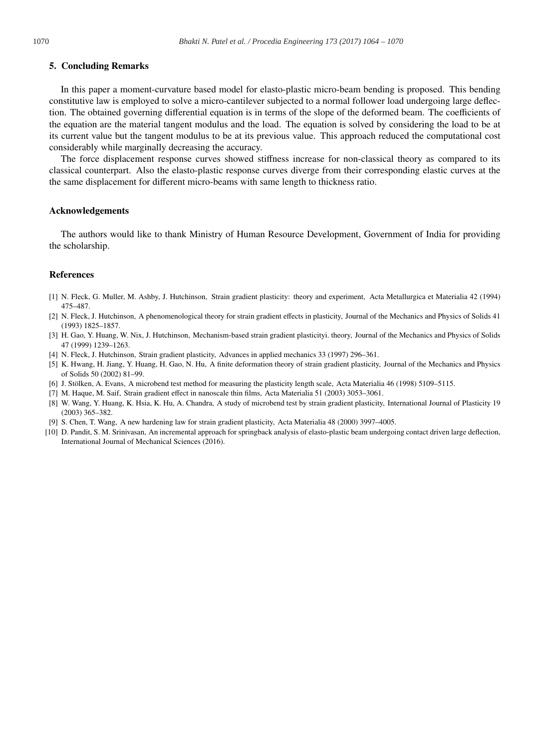## 5. Concluding Remarks

In this paper a moment-curvature based model for elasto-plastic micro-beam bending is proposed. This bending constitutive law is employed to solve a micro-cantilever subjected to a normal follower load undergoing large deflection. The obtained governing differential equation is in terms of the slope of the deformed beam. The coefficients of the equation are the material tangent modulus and the load. The equation is solved by considering the load to be at its current value but the tangent modulus to be at its previous value. This approach reduced the computational cost considerably while marginally decreasing the accuracy.

The force displacement response curves showed stiffness increase for non-classical theory as compared to its classical counterpart. Also the elasto-plastic response curves diverge from their corresponding elastic curves at the the same displacement for different micro-beams with same length to thickness ratio.

## Acknowledgements

The authors would like to thank Ministry of Human Resource Development, Government of India for providing the scholarship.

## References

[1] N. Fleck, G. Muller, M. Ashby, J. Hutchinson, Strain gradient plasticity: theory and experiment, Acta Metallurgica et Materialia 42 (1994) 475–487.

[2] N. Fleck, J. Hutchinson, A phenomenological theory for strain gradient effects in plasticity, Journal of the Mechanics and Physics of Solids 41 (1993) 1825–1857.

[3] H. Gao, Y. Huang, W. Nix, J. Hutchinson, Mechanism-based strain gradient plasticityi. theory, Journal of the Mechanics and Physics of Solids 47 (1999) 1239–1263.

[4] N. Fleck, J. Hutchinson, Strain gradient plasticity, Advances in applied mechanics 33 (1997) 296–361.

[5] K. Hwang, H. Jiang, Y. Huang, H. Gao, N. Hu, A finite deformation theory of strain gradient plasticity, Journal of the Mechanics and Physics of Solids 50 (2002) 81–99.

[6] J. Stölken, A. Evans, A microbend test method for measuring the plasticity length scale, Acta Materialia 46 (1998) 5109–5115.

[7] M. Haque, M. Saif, Strain gradient effect in nanoscale thin films, Acta Materialia 51 (2003) 3053–3061.

[8] W. Wang, Y. Huang, K. Hsia, K. Hu, A. Chandra, A study of microbend test by strain gradient plasticity, International Journal of Plasticity 19 (2003) 365–382.

[9] S. Chen, T. Wang, A new hardening law for strain gradient plasticity, Acta Materialia 48 (2000) 3997–4005.

[10] D. Pandit, S. M. Srinivasan, An incremental approach for springback analysis of elasto-plastic beam undergoing contact driven large deflection, International Journal of Mechanical Sciences (2016).